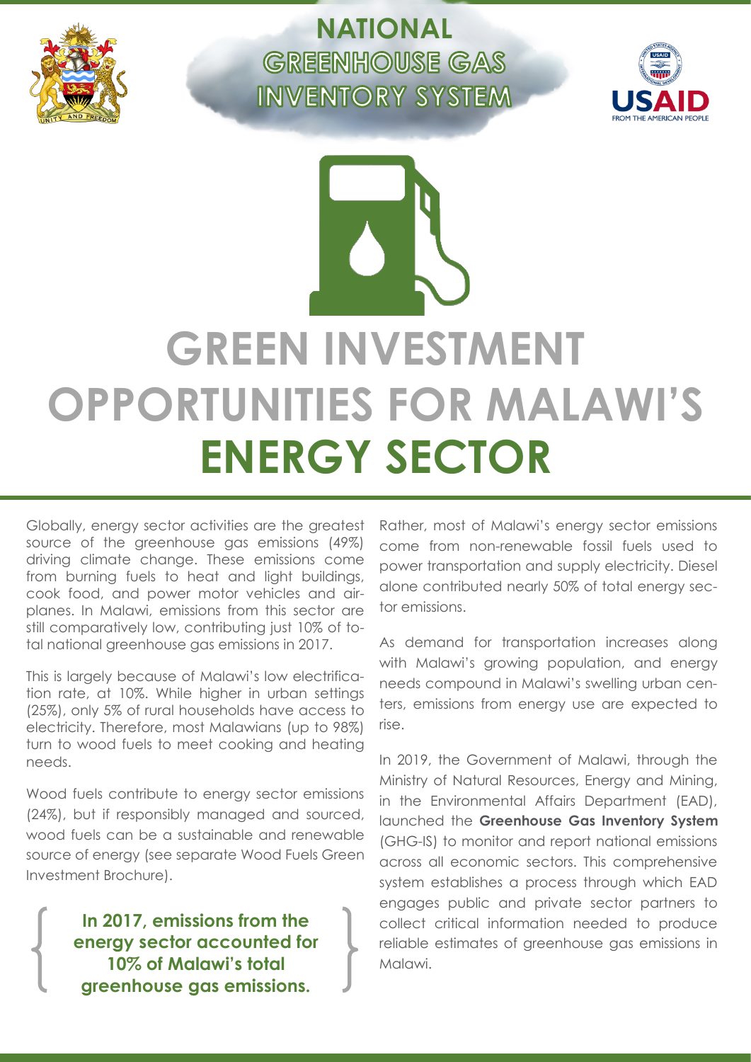# NATIONAL GREENHOUSE GAS INVENTORY SYSTEM

# GREEN INVESTMENT OPPORTUNITIES FOR MALAWI'S ENERGY SECTOR

Globally, energy sector activities are the greatest source of the greenhouse gas emissions (49%) driving climate change. These emissions come from burning fuels to heat and light buildings, cook food, and power motor vehicles and airplanes. In Malawi, emissions from this sector are still comparatively low, contributing just 10% of total national greenhouse gas emissions in 2017.

This is largely because of Malawi's low electrification rate, at 10%. While higher in urban settings (25%), only 5% of rural households have access to electricity. Therefore, most Malawians (up to 98%) turn to wood fuels to meet cooking and heating needs.

Wood fuels contribute to energy sector emissions (24%), but if responsibly managed and sourced, wood fuels can be a sustainable and renewable source of energy (see separate Wood Fuels Green Investment Brochure).

**In 2017, emissions from the energy sector accounted for 10% of Malawi's total greenhouse gas emissions.**

Rather, most of Malawi's energy sector emissions come from non-renewable fossil fuels used to power transportation and supply electricity. Diesel alone contributed nearly 50% of total energy sector emissions.

As demand for transportation increases along with Malawi's growing population, and energy needs compound in Malawi's swelling urban centers, emissions from energy use are expected to rise.

In 2019, the Government of Malawi, through the Ministry of Natural Resources, Energy and Mining, in the Environmental Affairs Department (EAD), launched the **Greenhouse Gas Inventory System** (GHG-IS) to monitor and report national emissions across all economic sectors. This comprehensive system establishes a process through which EAD engages public and private sector partners to collect critical information needed to produce reliable estimates of greenhouse gas emissions in Malawi.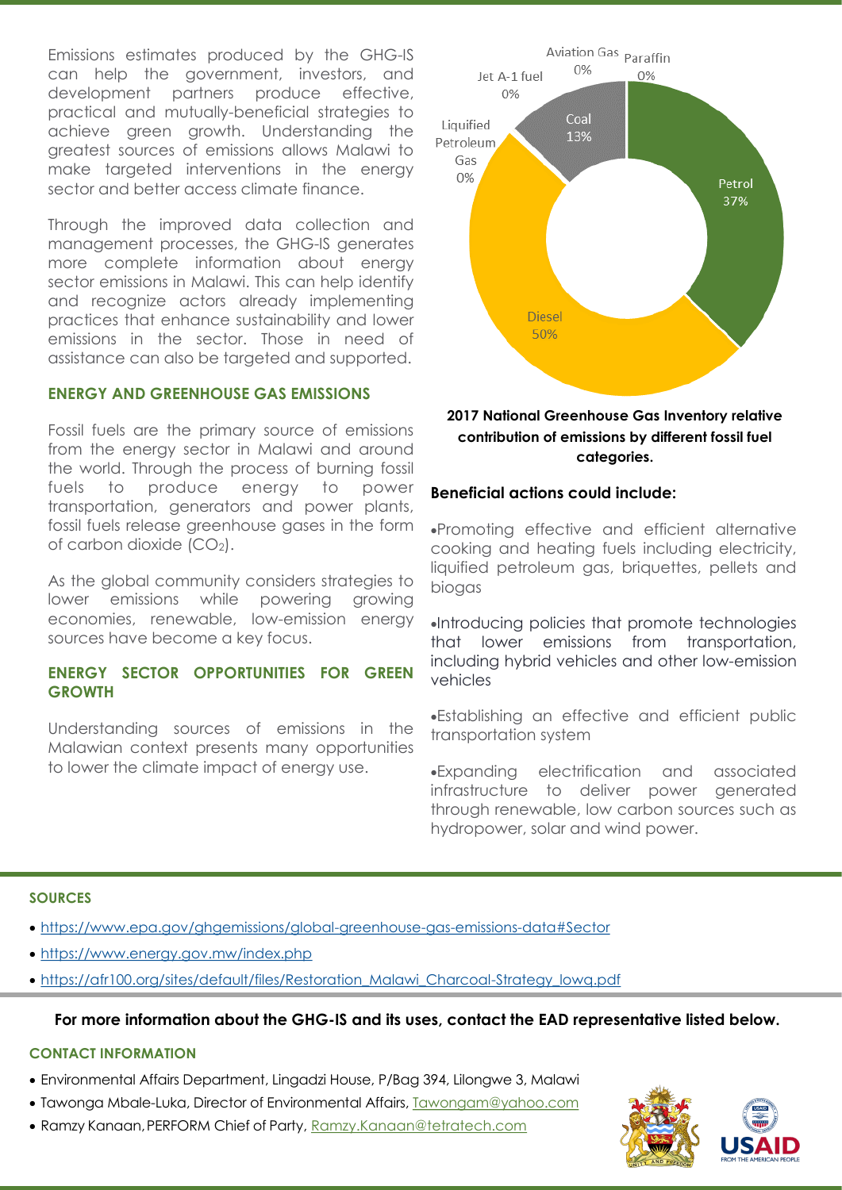Emissions estimates produced by the GHG-IS can help the government, investors, and development partners produce effective, practical and mutually-beneficial strategies to achieve green growth. Understanding the greatest sources of emissions allows Malawi to make targeted interventions in the energy sector and better access climate finance.

Through the improved data collection and management processes, the GHG-IS generates more complete information about energy sector emissions in Malawi. This can help identify and recognize actors already implementing practices that enhance sustainability and lower emissions in the sector. Those in need of assistance can also be targeted and supported.

## ENERGY AND GREENHOUSE GAS EMISSIONS

Fossil fuels are the primary source of emissions from the energy sector in Malawi and around the world. Through the process of burning fossil fuels to produce energy to power transportation, generators and power plants, fossil fuels release greenhouse gases in the form of carbon dioxide ($CO_2$).

As the global community considers strategies to lower emissions while powering growing economies, renewable, low-emission energy sources have become a key focus.

## ENERGY SECTOR OPPORTUNITIES FOR GREEN GROWTH

Understanding sources of emissions in the Malawian context presents many opportunities to lower the climate impact of energy use.

Aviation Gas 0%
Paraffin 0%
Jet A-1 fuel 0%
Liquified Petroleum Gas 0%
Coal 13%
Petrol 37%
Diesel 50%

**2017 National Greenhouse Gas Inventory relative contribution of emissions by different fossil fuel categories.**

**Beneficial actions could include:**

- Promoting effective and efficient alternative cooking and heating fuels including electricity, liquified petroleum gas, briquettes, pellets and biogas
- Introducing policies that promote technologies that lower emissions from transportation, including hybrid vehicles and other low-emission vehicles
- Establishing an effective and efficient public transportation system
- Expanding electrification and associated infrastructure to deliver power generated through renewable, low carbon sources such as hydropower, solar and wind power.

## SOURCES

- https://www.epa.gov/ghgemissions/global-greenhouse-gas-emissions-data#Sector
- https://www.energy.gov.mw/index.php
- https://afr100.org/sites/default/files/Restoration_Malawi_Charcoal-Strategy_lowq.pdf

**For more information about the GHG-IS and its uses, contact the EAD representative listed below.**

## CONTACT INFORMATION

- Environmental Affairs Department, Lingadzi House, P/Bag 394, Lilongwe 3, Malawi
- Tawonga Mbale-Luka, Director of Environmental Affairs, Tawongam@yahoo.com
- Ramzy Kanaan, PERFORM Chief of Party, Ramzy.Kanaan@tetratech.com